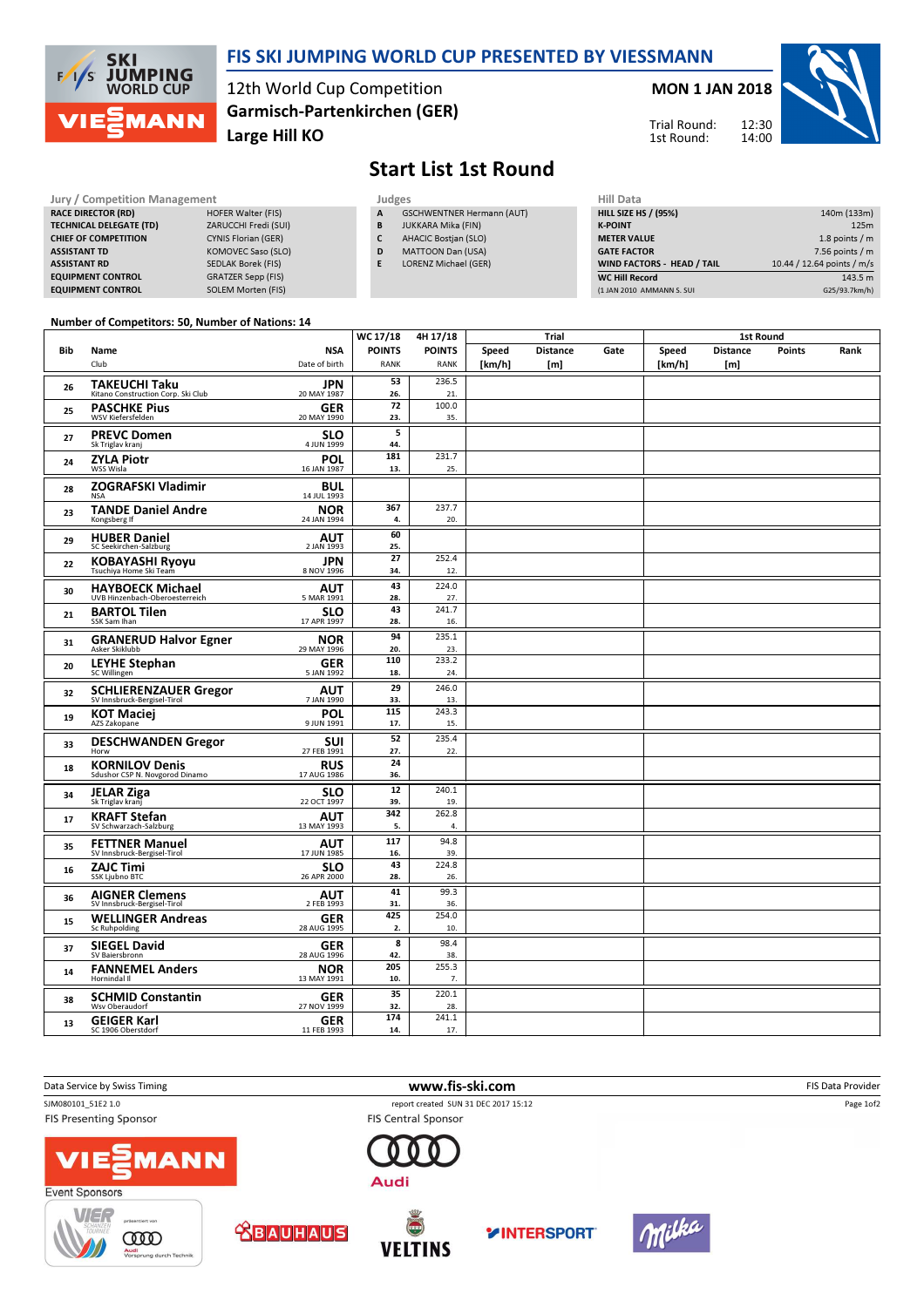# FIS SKI JUMPING WORLD CUP PRESENTED BY VIESSMANN

12th World Cup Competition
**Garmisch-Partenkirchen (GER)**
**Large Hill KO**

**MON 1 JAN 2018**

Trial Round: 12:30
1st Round: 14:00

## Start List 1st Round

| Jury / Competition Management | |
|---|---|
| RACE DIRECTOR (RD) | HOFER Walter (FIS) |
| TECHNICAL DELEGATE (TD) | ZARUCCHI Fredi (SUI) |
| CHIEF OF COMPETITION | CYNIS Florian (GER) |
| ASSISTANT TD | KOMOVEC Saso (SLO) |
| ASSISTANT RD | SEDLAK Borek (FIS) |
| EQUIPMENT CONTROL | GRATZER Sepp (FIS) |
| EQUIPMENT CONTROL | SOLEM Morten (FIS) |

| Judges | |
|---|---|
| A | GSCHWENTNER Hermann (AUT) |
| B | JUKKARA Mika (FIN) |
| C | AHACIC Bostjan (SLO) |
| D | MATTOON Dan (USA) |
| E | LORENZ Michael (GER) |

| Hill Data | |
|---|---|
| HILL SIZE HS / (95%) | 140m (133m) |
| K-POINT | 125m |
| METER VALUE | 1.8 points / m |
| GATE FACTOR | 7.56 points / m |
| WIND FACTORS - HEAD / TAIL | 10.44 / 12.64 points / m/s |
| WC Hill Record | 143.5 m |
| (1 JAN 2010 AMMANN S. SUI | G25/93.7km/h) |

**Number of Competitors: 50, Number of Nations: 14**

| Bib | Name / Club | NSA / Date of birth | WC 17/18 POINTS / RANK | 4H 17/18 POINTS / RANK | Trial Speed [km/h] | Trial Distance [m] | Trial Gate | 1st Round Speed [km/h] | 1st Round Distance [m] | 1st Round Points | 1st Round Rank |
|---|---|---|---|---|---|---|---|---|---|---|---|
| 26 | **TAKEUCHI Taku** Kitano Construction Corp. Ski Club | **JPN** 20 MAY 1987 | 53 / 26. | 236.5 / 21. | | | | | | | |
| 25 | **PASCHKE Pius** WSV Kiefersfelden | **GER** 20 MAY 1990 | 72 / 23. | 100.0 / 35. | | | | | | | |
| 27 | **PREVC Domen** Sk Triglav kranj | **SLO** 4 JUN 1999 | 5 / 44. | | | | | | | | |
| 24 | **ZYLA Piotr** WSS Wisla | **POL** 16 JAN 1987 | 181 / 13. | 231.7 / 25. | | | | | | | |
| 28 | **ZOGRAFSKI Vladimir** NSA | **BUL** 14 JUL 1993 | | | | | | | | | |
| 23 | **TANDE Daniel Andre** Kongsberg If | **NOR** 24 JAN 1994 | 367 / 4. | 237.7 / 20. | | | | | | | |
| 29 | **HUBER Daniel** SC Seekirchen-Salzburg | **AUT** 2 JAN 1993 | 60 / 25. | | | | | | | | |
| 22 | **KOBAYASHI Ryoyu** Tsuchiya Home Ski Team | **JPN** 8 NOV 1996 | 27 / 34. | 252.4 / 12. | | | | | | | |
| 30 | **HAYBOECK Michael** UVB Hinzenbach-Oberoesterreich | **AUT** 5 MAR 1991 | 43 / 28. | 224.0 / 27. | | | | | | | |
| 21 | **BARTOL Tilen** SSK Sam Ihan | **SLO** 17 APR 1997 | 43 / 28. | 241.7 / 16. | | | | | | | |
| 31 | **GRANERUD Halvor Egner** Asker Skiklubb | **NOR** 29 MAY 1996 | 94 / 20. | 235.1 / 23. | | | | | | | |
| 20 | **LEYHE Stephan** SC Willingen | **GER** 5 JAN 1992 | 110 / 18. | 233.2 / 24. | | | | | | | |
| 32 | **SCHLIERENZAUER Gregor** SV Innsbruck-Bergisel-Tirol | **AUT** 7 JAN 1990 | 29 / 33. | 246.0 / 13. | | | | | | | |
| 19 | **KOT Maciej** AZS Zakopane | **POL** 9 JUN 1991 | 115 / 17. | 243.3 / 15. | | | | | | | |
| 33 | **DESCHWANDEN Gregor** Horw | **SUI** 27 FEB 1991 | 52 / 27. | 235.4 / 22. | | | | | | | |
| 18 | **KORNILOV Denis** Sdushor CSP N. Novgorod Dinamo | **RUS** 17 AUG 1986 | 24 / 36. | | | | | | | | |
| 34 | **JELAR Ziga** Sk Triglav kranj | **SLO** 22 OCT 1997 | 12 / 39. | 240.1 / 19. | | | | | | | |
| 17 | **KRAFT Stefan** SV Schwarzach-Salzburg | **AUT** 13 MAY 1993 | 342 / 5. | 262.8 / 4. | | | | | | | |
| 35 | **FETTNER Manuel** SV Innsbruck-Bergisel-Tirol | **AUT** 17 JUN 1985 | 117 / 16. | 94.8 / 39. | | | | | | | |
| 16 | **ZAJC Timi** SSK Ljubno BTC | **SLO** 26 APR 2000 | 43 / 28. | 224.8 / 26. | | | | | | | |
| 36 | **AIGNER Clemens** SV Innsbruck-Bergisel-Tirol | **AUT** 2 FEB 1993 | 41 / 31. | 99.3 / 36. | | | | | | | |
| 15 | **WELLINGER Andreas** Sc Ruhpolding | **GER** 28 AUG 1995 | 425 / 2. | 254.0 / 10. | | | | | | | |
| 37 | **SIEGEL David** SV Baiersbronn | **GER** 28 AUG 1996 | 8 / 42. | 98.4 / 38. | | | | | | | |
| 14 | **FANNEMEL Anders** Hornindal Il | **NOR** 13 MAY 1991 | 205 / 10. | 255.3 / 7. | | | | | | | |
| 38 | **SCHMID Constantin** Wsv Oberaudorf | **GER** 27 NOV 1999 | 35 / 32. | 220.1 / 28. | | | | | | | |
| 13 | **GEIGER Karl** SC 1906 Oberstdorf | **GER** 11 FEB 1993 | 174 / 14. | 241.1 / 17. | | | | | | | |

Data Service by Swiss Timing — www.fis-ski.com — FIS Data Provider

SJM080101_51E2 1.0 — report created SUN 31 DEC 2017 15:12

FIS Presenting Sponsor: VIESSMANN — FIS Central Sponsor: Audi

Event Sponsors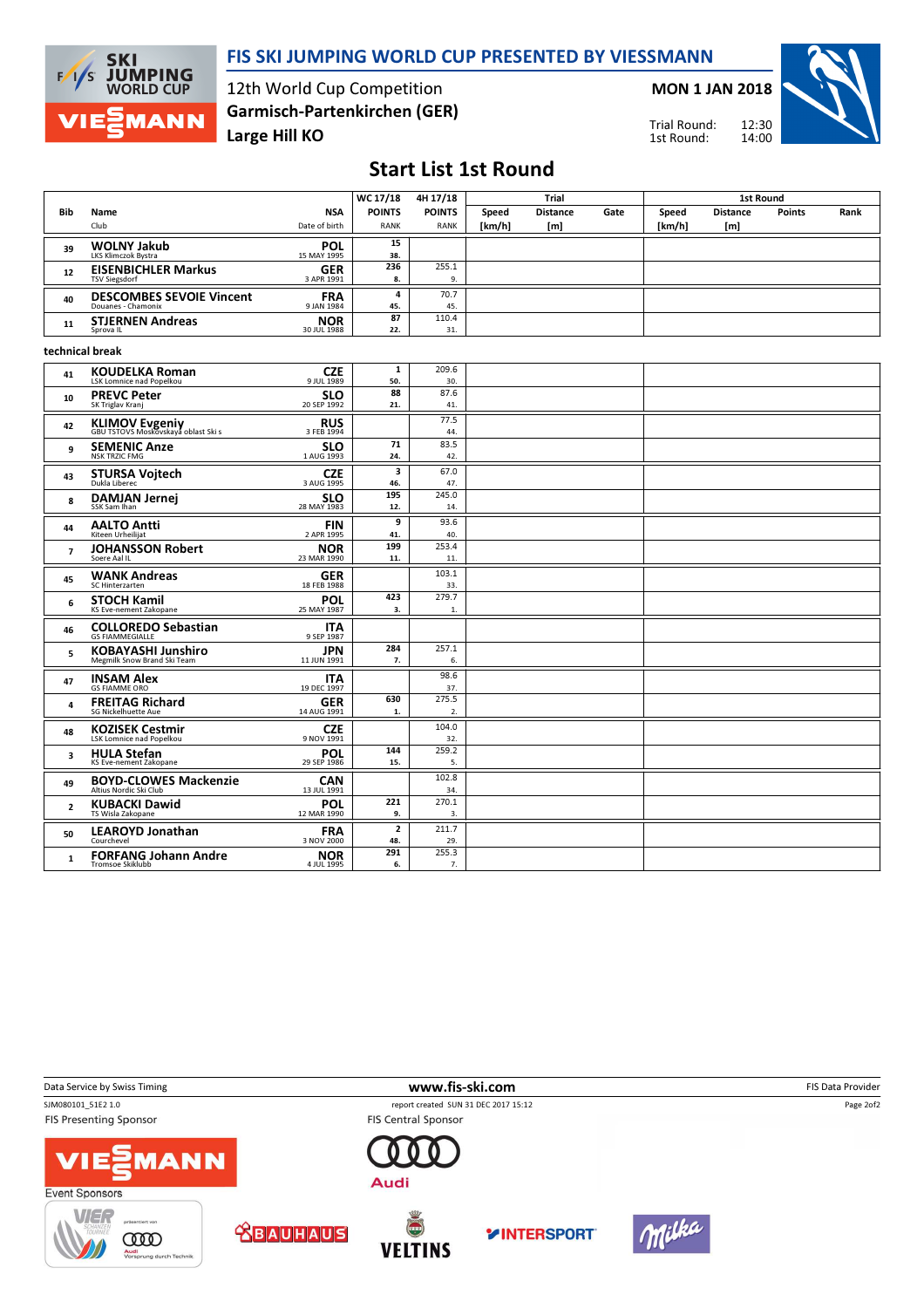# FIS SKI JUMPING WORLD CUP PRESENTED BY VIESSMANN

12th World Cup Competition
**Garmisch-Partenkirchen (GER)**
**Large Hill KO**

**MON 1 JAN 2018**

Trial Round: 12:30
1st Round: 14:00

## Start List 1st Round

| Bib | Name / Club | NSA / Date of birth | WC 17/18 POINTS / RANK | 4H 17/18 POINTS / RANK | Trial Speed [km/h] | Trial Distance [m] | Trial Gate | 1st Round Speed [km/h] | 1st Round Distance [m] | 1st Round Points | 1st Round Rank |
|---|---|---|---|---|---|---|---|---|---|---|---|
| 39 | **WOLNY Jakub** LKS Klimczok Bystra | **POL** 15 MAY 1995 | 15 / 38. | | | | | | | | |
| 12 | **EISENBICHLER Markus** TSV Siegsdorf | **GER** 3 APR 1991 | 236 / 8. | 255.1 / 9. | | | | | | | |
| 40 | **DESCOMBES SEVOIE Vincent** Douanes - Chamonix | **FRA** 9 JAN 1984 | 4 / 45. | 70.7 / 45. | | | | | | | |
| 11 | **STJERNEN Andreas** Sprova IL | **NOR** 30 JUL 1988 | 87 / 22. | 110.4 / 31. | | | | | | | |

technical break

| Bib | Name / Club | NSA / Date of birth | WC 17/18 POINTS / RANK | 4H 17/18 POINTS / RANK | Trial Speed [km/h] | Trial Distance [m] | Trial Gate | 1st Round Speed [km/h] | 1st Round Distance [m] | 1st Round Points | 1st Round Rank |
|---|---|---|---|---|---|---|---|---|---|---|---|
| 41 | **KOUDELKA Roman** LSK Lomnice nad Popelkou | **CZE** 9 JUL 1989 | 1 / 50. | 209.6 / 30. | | | | | | | |
| 10 | **PREVC Peter** SK Triglav Kranj | **SLO** 20 SEP 1992 | 88 / 21. | 87.6 / 41. | | | | | | | |
| 42 | **KLIMOV Evgeniy** GBU TSTOVS Moskovskaya oblast Ski s | **RUS** 3 FEB 1994 | | 77.5 / 44. | | | | | | | |
| 9 | **SEMENIC Anze** NSK TRZIC FMG | **SLO** 1 AUG 1993 | 71 / 24. | 83.5 / 42. | | | | | | | |
| 43 | **STURSA Vojtech** Dukla Liberec | **CZE** 3 AUG 1995 | 3 / 46. | 67.0 / 47. | | | | | | | |
| 8 | **DAMJAN Jernej** SSK Sam Ihan | **SLO** 28 MAY 1983 | 195 / 12. | 245.0 / 14. | | | | | | | |
| 44 | **AALTO Antti** Kiteen Urheilijat | **FIN** 2 APR 1995 | 9 / 41. | 93.6 / 40. | | | | | | | |
| 7 | **JOHANSSON Robert** Soere Aal IL | **NOR** 23 MAR 1990 | 199 / 11. | 253.4 / 11. | | | | | | | |
| 45 | **WANK Andreas** SC Hinterzarten | **GER** 18 FEB 1988 | | 103.1 / 33. | | | | | | | |
| 6 | **STOCH Kamil** KS Eve-nement Zakopane | **POL** 25 MAY 1987 | 423 / 3. | 279.7 / 1. | | | | | | | |
| 46 | **COLLOREDO Sebastian** GS FIAMMEGIALLE | **ITA** 9 SEP 1987 | | | | | | | | | |
| 5 | **KOBAYASHI Junshiro** Megmilk Snow Brand Ski Team | **JPN** 11 JUN 1991 | 284 / 7. | 257.1 / 6. | | | | | | | |
| 47 | **INSAM Alex** GS FIAMME ORO | **ITA** 19 DEC 1997 | | 98.6 / 37. | | | | | | | |
| 4 | **FREITAG Richard** SG Nickelhuette Aue | **GER** 14 AUG 1991 | 630 / 1. | 275.5 / 2. | | | | | | | |
| 48 | **KOZISEK Cestmir** LSK Lomnice nad Popelkou | **CZE** 9 NOV 1991 | | 104.0 / 32. | | | | | | | |
| 3 | **HULA Stefan** KS Eve-nement Zakopane | **POL** 29 SEP 1986 | 144 / 15. | 259.2 / 5. | | | | | | | |
| 49 | **BOYD-CLOWES Mackenzie** Altius Nordic Ski Club | **CAN** 13 JUL 1991 | | 102.8 / 34. | | | | | | | |
| 2 | **KUBACKI Dawid** TS Wisla Zakopane | **POL** 12 MAR 1990 | 221 / 9. | 270.1 / 3. | | | | | | | |
| 50 | **LEAROYD Jonathan** Courchevel | **FRA** 3 NOV 2000 | 2 / 48. | 211.7 / 29. | | | | | | | |
| 1 | **FORFANG Johann Andre** Tromsoe Skiklubb | **NOR** 4 JUL 1995 | 291 / 6. | 255.3 / 7. | | | | | | | |

Data Service by Swiss Timing — www.fis-ski.com — FIS Data Provider

SJM080101_51E2 1.0 — report created SUN 31 DEC 2017 15:12

FIS Presenting Sponsor: VIESSMANN — FIS Central Sponsor: Audi

Event Sponsors: Vierschanzentournee, BAUHAUS, VELTINS, INTERSPORT, Milka